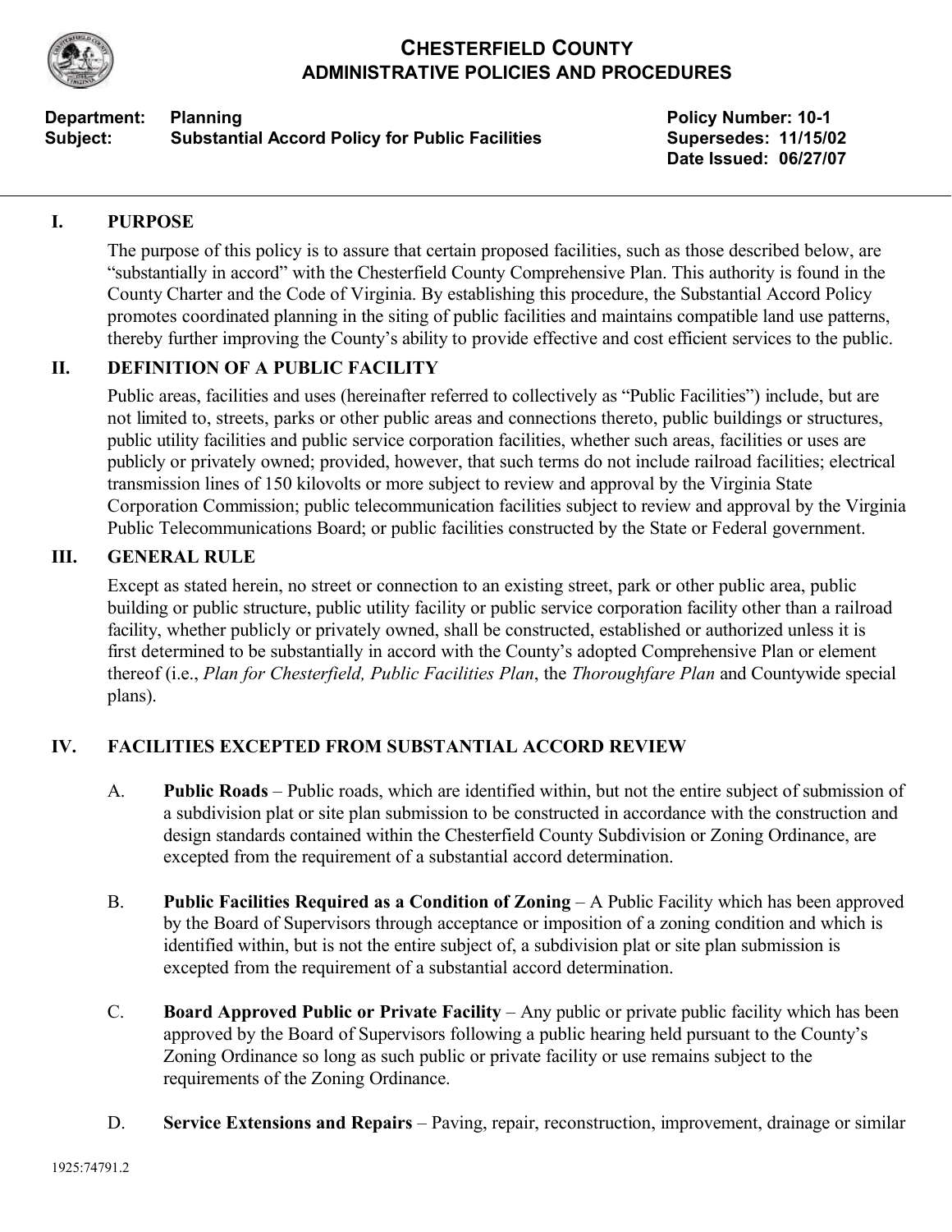# CHESTERFIELD COUNTY
## ADMINISTRATIVE POLICIES AND PROCEDURES

**Department:** **Planning**
**Subject:** **Substantial Accord Policy for Public Facilities**

**Policy Number: 10-1**
**Supersedes: 11/15/02**
**Date Issued: 06/27/07**

---

## I. PURPOSE

The purpose of this policy is to assure that certain proposed facilities, such as those described below, are "substantially in accord" with the Chesterfield County Comprehensive Plan. This authority is found in the County Charter and the Code of Virginia. By establishing this procedure, the Substantial Accord Policy promotes coordinated planning in the siting of public facilities and maintains compatible land use patterns, thereby further improving the County's ability to provide effective and cost efficient services to the public.

## II. DEFINITION OF A PUBLIC FACILITY

Public areas, facilities and uses (hereinafter referred to collectively as "Public Facilities") include, but are not limited to, streets, parks or other public areas and connections thereto, public buildings or structures, public utility facilities and public service corporation facilities, whether such areas, facilities or uses are publicly or privately owned; provided, however, that such terms do not include railroad facilities; electrical transmission lines of 150 kilovolts or more subject to review and approval by the Virginia State Corporation Commission; public telecommunication facilities subject to review and approval by the Virginia Public Telecommunications Board; or public facilities constructed by the State or Federal government.

## III. GENERAL RULE

Except as stated herein, no street or connection to an existing street, park or other public area, public building or public structure, public utility facility or public service corporation facility other than a railroad facility, whether publicly or privately owned, shall be constructed, established or authorized unless it is first determined to be substantially in accord with the County's adopted Comprehensive Plan or element thereof (i.e., *Plan for Chesterfield, Public Facilities Plan*, the *Thoroughfare Plan* and Countywide special plans).

## IV. FACILITIES EXCEPTED FROM SUBSTANTIAL ACCORD REVIEW

A. **Public Roads** – Public roads, which are identified within, but not the entire subject of submission of a subdivision plat or site plan submission to be constructed in accordance with the construction and design standards contained within the Chesterfield County Subdivision or Zoning Ordinance, are excepted from the requirement of a substantial accord determination.

B. **Public Facilities Required as a Condition of Zoning** – A Public Facility which has been approved by the Board of Supervisors through acceptance or imposition of a zoning condition and which is identified within, but is not the entire subject of, a subdivision plat or site plan submission is excepted from the requirement of a substantial accord determination.

C. **Board Approved Public or Private Facility** – Any public or private public facility which has been approved by the Board of Supervisors following a public hearing held pursuant to the County's Zoning Ordinance so long as such public or private facility or use remains subject to the requirements of the Zoning Ordinance.

D. **Service Extensions and Repairs** – Paving, repair, reconstruction, improvement, drainage or similar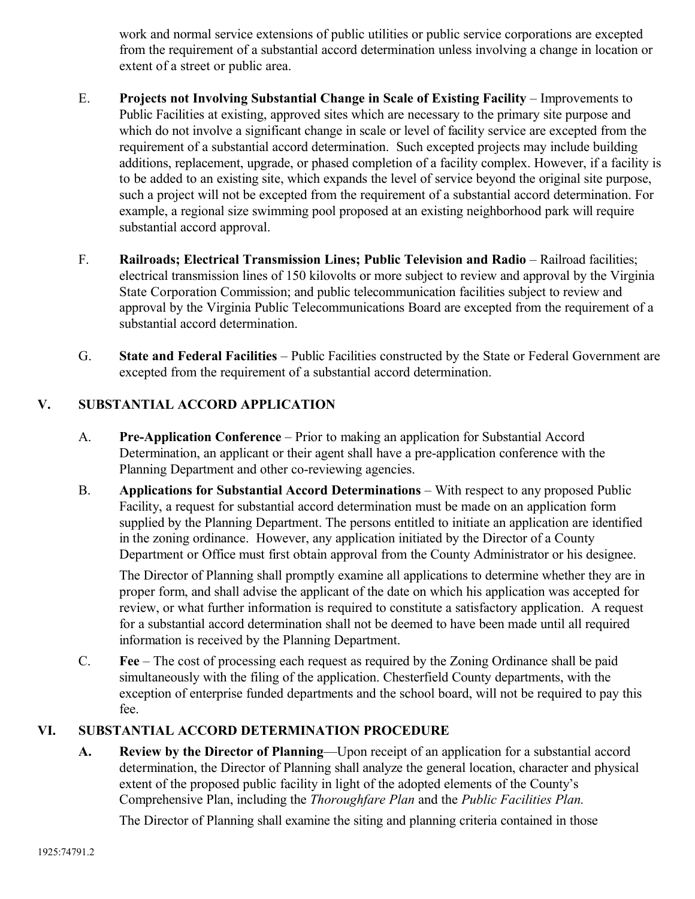work and normal service extensions of public utilities or public service corporations are excepted from the requirement of a substantial accord determination unless involving a change in location or extent of a street or public area.

E. **Projects not Involving Substantial Change in Scale of Existing Facility** – Improvements to Public Facilities at existing, approved sites which are necessary to the primary site purpose and which do not involve a significant change in scale or level of facility service are excepted from the requirement of a substantial accord determination. Such excepted projects may include building additions, replacement, upgrade, or phased completion of a facility complex. However, if a facility is to be added to an existing site, which expands the level of service beyond the original site purpose, such a project will not be excepted from the requirement of a substantial accord determination. For example, a regional size swimming pool proposed at an existing neighborhood park will require substantial accord approval.

F. **Railroads; Electrical Transmission Lines; Public Television and Radio** – Railroad facilities; electrical transmission lines of 150 kilovolts or more subject to review and approval by the Virginia State Corporation Commission; and public telecommunication facilities subject to review and approval by the Virginia Public Telecommunications Board are excepted from the requirement of a substantial accord determination.

G. **State and Federal Facilities** – Public Facilities constructed by the State or Federal Government are excepted from the requirement of a substantial accord determination.

## V. SUBSTANTIAL ACCORD APPLICATION

A. **Pre-Application Conference** – Prior to making an application for Substantial Accord Determination, an applicant or their agent shall have a pre-application conference with the Planning Department and other co-reviewing agencies.

B. **Applications for Substantial Accord Determinations** – With respect to any proposed Public Facility, a request for substantial accord determination must be made on an application form supplied by the Planning Department. The persons entitled to initiate an application are identified in the zoning ordinance. However, any application initiated by the Director of a County Department or Office must first obtain approval from the County Administrator or his designee.

The Director of Planning shall promptly examine all applications to determine whether they are in proper form, and shall advise the applicant of the date on which his application was accepted for review, or what further information is required to constitute a satisfactory application. A request for a substantial accord determination shall not be deemed to have been made until all required information is received by the Planning Department.

C. **Fee** – The cost of processing each request as required by the Zoning Ordinance shall be paid simultaneously with the filing of the application. Chesterfield County departments, with the exception of enterprise funded departments and the school board, will not be required to pay this fee.

## VI. SUBSTANTIAL ACCORD DETERMINATION PROCEDURE

**A.** **Review by the Director of Planning**—Upon receipt of an application for a substantial accord determination, the Director of Planning shall analyze the general location, character and physical extent of the proposed public facility in light of the adopted elements of the County's Comprehensive Plan, including the *Thoroughfare Plan* and the *Public Facilities Plan.*

The Director of Planning shall examine the siting and planning criteria contained in those

1925:74791.2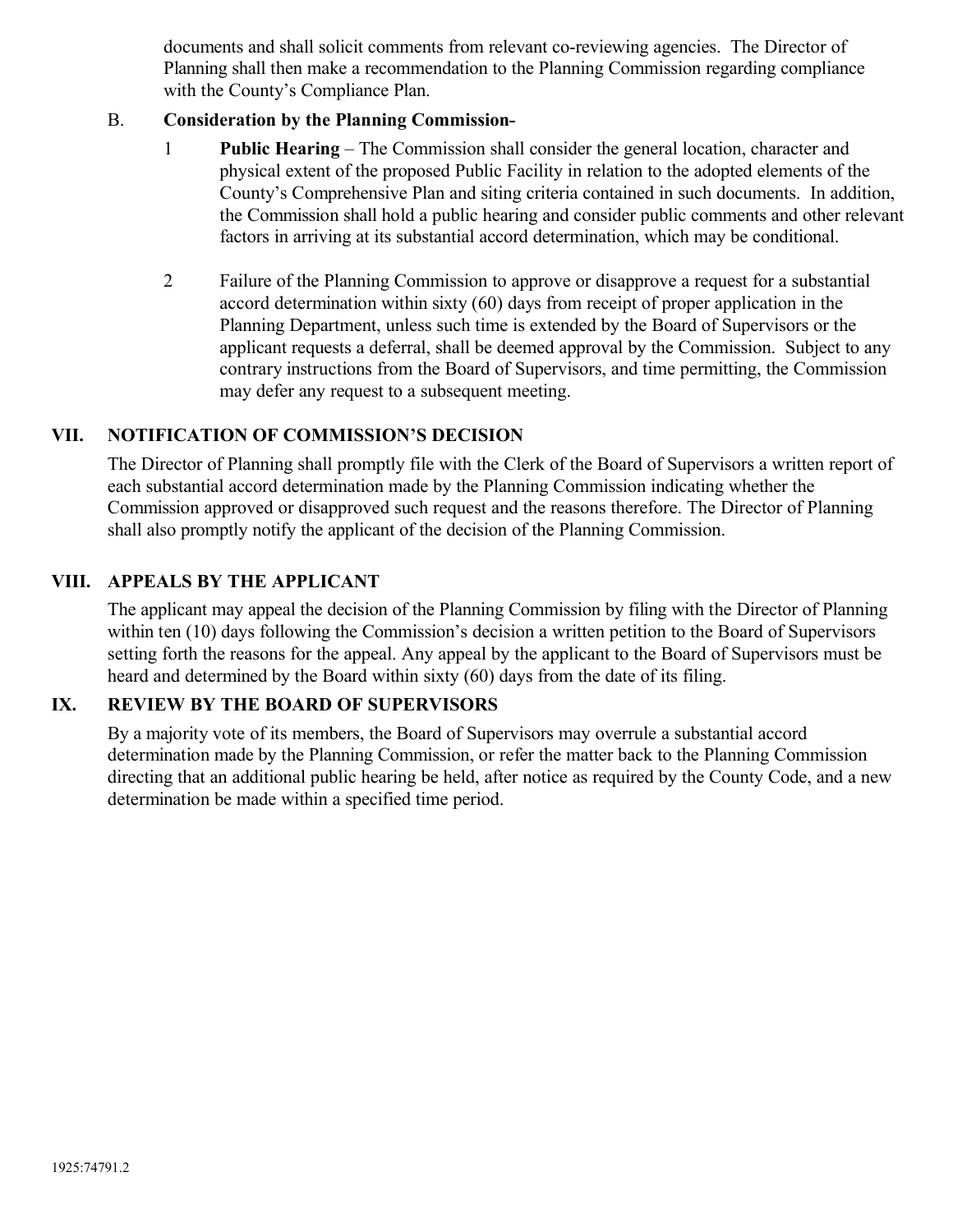documents and shall solicit comments from relevant co-reviewing agencies. The Director of Planning shall then make a recommendation to the Planning Commission regarding compliance with the County's Compliance Plan.

B. **Consideration by the Planning Commission-**

1 **Public Hearing** – The Commission shall consider the general location, character and physical extent of the proposed Public Facility in relation to the adopted elements of the County's Comprehensive Plan and siting criteria contained in such documents. In addition, the Commission shall hold a public hearing and consider public comments and other relevant factors in arriving at its substantial accord determination, which may be conditional.

2 Failure of the Planning Commission to approve or disapprove a request for a substantial accord determination within sixty (60) days from receipt of proper application in the Planning Department, unless such time is extended by the Board of Supervisors or the applicant requests a deferral, shall be deemed approval by the Commission. Subject to any contrary instructions from the Board of Supervisors, and time permitting, the Commission may defer any request to a subsequent meeting.

## VII. NOTIFICATION OF COMMISSION'S DECISION

The Director of Planning shall promptly file with the Clerk of the Board of Supervisors a written report of each substantial accord determination made by the Planning Commission indicating whether the Commission approved or disapproved such request and the reasons therefore. The Director of Planning shall also promptly notify the applicant of the decision of the Planning Commission.

## VIII. APPEALS BY THE APPLICANT

The applicant may appeal the decision of the Planning Commission by filing with the Director of Planning within ten (10) days following the Commission's decision a written petition to the Board of Supervisors setting forth the reasons for the appeal. Any appeal by the applicant to the Board of Supervisors must be heard and determined by the Board within sixty (60) days from the date of its filing.

## IX. REVIEW BY THE BOARD OF SUPERVISORS

By a majority vote of its members, the Board of Supervisors may overrule a substantial accord determination made by the Planning Commission, or refer the matter back to the Planning Commission directing that an additional public hearing be held, after notice as required by the County Code, and a new determination be made within a specified time period.

1925:74791.2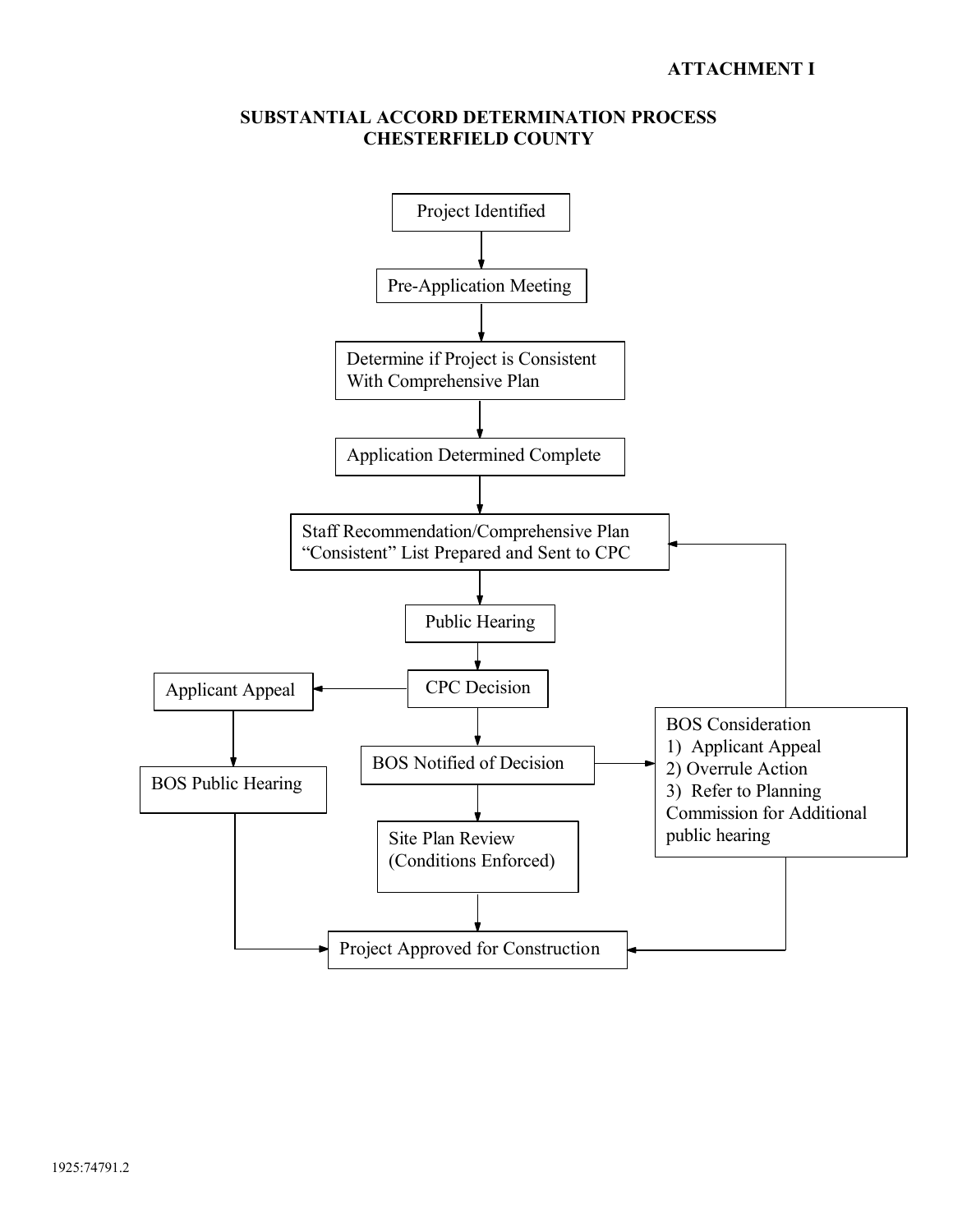**ATTACHMENT I**

**SUBSTANTIAL ACCORD DETERMINATION PROCESS**
**CHESTERFIELD COUNTY**

Project Identified

Pre-Application Meeting

Determine if Project is Consistent With Comprehensive Plan

Application Determined Complete

Staff Recommendation/Comprehensive Plan "Consistent" List Prepared and Sent to CPC

Public Hearing

CPC Decision

Applicant Appeal

BOS Public Hearing

BOS Notified of Decision

BOS Consideration
1) Applicant Appeal
2) Overrule Action
3) Refer to Planning Commission for Additional public hearing

Site Plan Review (Conditions Enforced)

Project Approved for Construction

1925:74791.2